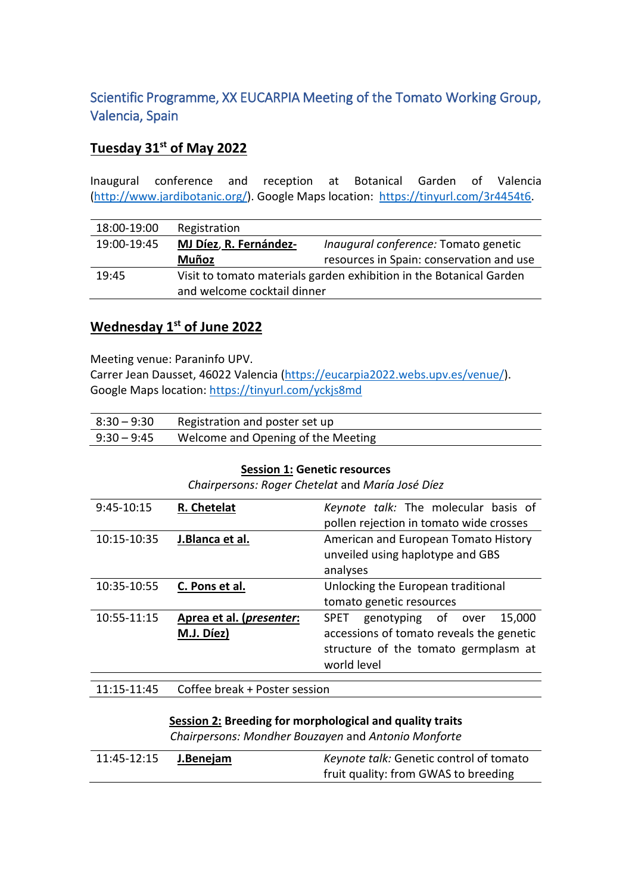## Scientific Programme, XX EUCARPIA Meeting of the Tomato Working Group, Valencia, Spain

### Tuesday 31st of May 2022

Inaugural conference and reception at Botanical Garden of Valencia (http://www.jardibotanic.org/). Google Maps location: https://tinyurl.com/3r4454t6.

| | | |
|---|---|---|
| 18:00-19:00 | Registration | |
| 19:00-19:45 | **MJ Díez, R. Fernández-Muñoz** | *Inaugural conference:* Tomato genetic resources in Spain: conservation and use |
| 19:45 | Visit to tomato materials garden exhibition in the Botanical Garden and welcome cocktail dinner | |

### Wednesday 1st of June 2022

Meeting venue: Paraninfo UPV.
Carrer Jean Dausset, 46022 Valencia (https://eucarpia2022.webs.upv.es/venue/).
Google Maps location: https://tinyurl.com/yckjs8md

| | |
|---|---|
| 8:30 – 9:30 | Registration and poster set up |
| 9:30 – 9:45 | Welcome and Opening of the Meeting |

**Session 1: Genetic resources**
*Chairpersons: Roger Chetelat* and *María José Díez*

| | | |
|---|---|---|
| 9:45-10:15 | **R. Chetelat** | *Keynote talk:* The molecular basis of pollen rejection in tomato wide crosses |
| 10:15-10:35 | **J.Blanca et al.** | American and European Tomato History unveiled using haplotype and GBS analyses |
| 10:35-10:55 | **C. Pons et al.** | Unlocking the European traditional tomato genetic resources |
| 10:55-11:15 | **Aprea et al. (*presenter*: M.J. Díez)** | SPET genotyping of over 15,000 accessions of tomato reveals the genetic structure of the tomato germplasm at world level |

| | |
|---|---|
| 11:15-11:45 | Coffee break + Poster session |

**Session 2: Breeding for morphological and quality traits**
*Chairpersons: Mondher Bouzayen* and *Antonio Monforte*

| | | |
|---|---|---|
| 11:45-12:15 | **J.Benejam** | *Keynote talk:* Genetic control of tomato fruit quality: from GWAS to breeding |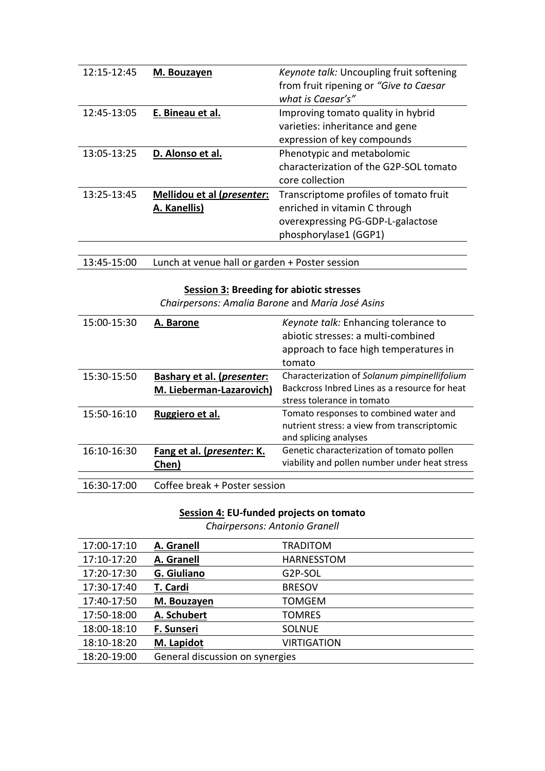| | | |
|---|---|---|
| 12:15-12:45 | **M. Bouzayen** | *Keynote talk:* Uncoupling fruit softening from fruit ripening or *"Give to Caesar what is Caesar's"* |
| 12:45-13:05 | **E. Bineau et al.** | Improving tomato quality in hybrid varieties: inheritance and gene expression of key compounds |
| 13:05-13:25 | **D. Alonso et al.** | Phenotypic and metabolomic characterization of the G2P-SOL tomato core collection |
| 13:25-13:45 | **Mellidou et al (*presenter*: A. Kanellis)** | Transcriptome profiles of tomato fruit enriched in vitamin C through overexpressing PG-GDP-L-galactose phosphorylase1 (GGP1) |

| | |
|---|---|
| 13:45-15:00 | Lunch at venue hall or garden + Poster session |

### Session 3: Breeding for abiotic stresses

*Chairpersons: Amalia Barone* and *María José Asins*

| | | |
|---|---|---|
| 15:00-15:30 | **A. Barone** | *Keynote talk:* Enhancing tolerance to abiotic stresses: a multi-combined approach to face high temperatures in tomato |
| 15:30-15:50 | **Bashary et al. (*presenter*: M. Lieberman-Lazarovich)** | Characterization of *Solanum pimpinellifolium* Backcross Inbred Lines as a resource for heat stress tolerance in tomato |
| 15:50-16:10 | **Ruggiero et al.** | Tomato responses to combined water and nutrient stress: a view from transcriptomic and splicing analyses |
| 16:10-16:30 | **Fang et al. (*presenter*: K. Chen)** | Genetic characterization of tomato pollen viability and pollen number under heat stress |

| | |
|---|---|
| 16:30-17:00 | Coffee break + Poster session |

### Session 4: EU-funded projects on tomato

*Chairpersons: Antonio Granell*

| | | |
|---|---|---|
| 17:00-17:10 | **A. Granell** | TRADITOM |
| 17:10-17:20 | **A. Granell** | HARNESSTOM |
| 17:20-17:30 | **G. Giuliano** | G2P-SOL |
| 17:30-17:40 | **T. Cardi** | BRESOV |
| 17:40-17:50 | **M. Bouzayen** | TOMGEM |
| 17:50-18:00 | **A. Schubert** | TOMRES |
| 18:00-18:10 | **F. Sunseri** | SOLNUE |
| 18:10-18:20 | **M. Lapidot** | VIRTIGATION |
| 18:20-19:00 | General discussion on synergies | |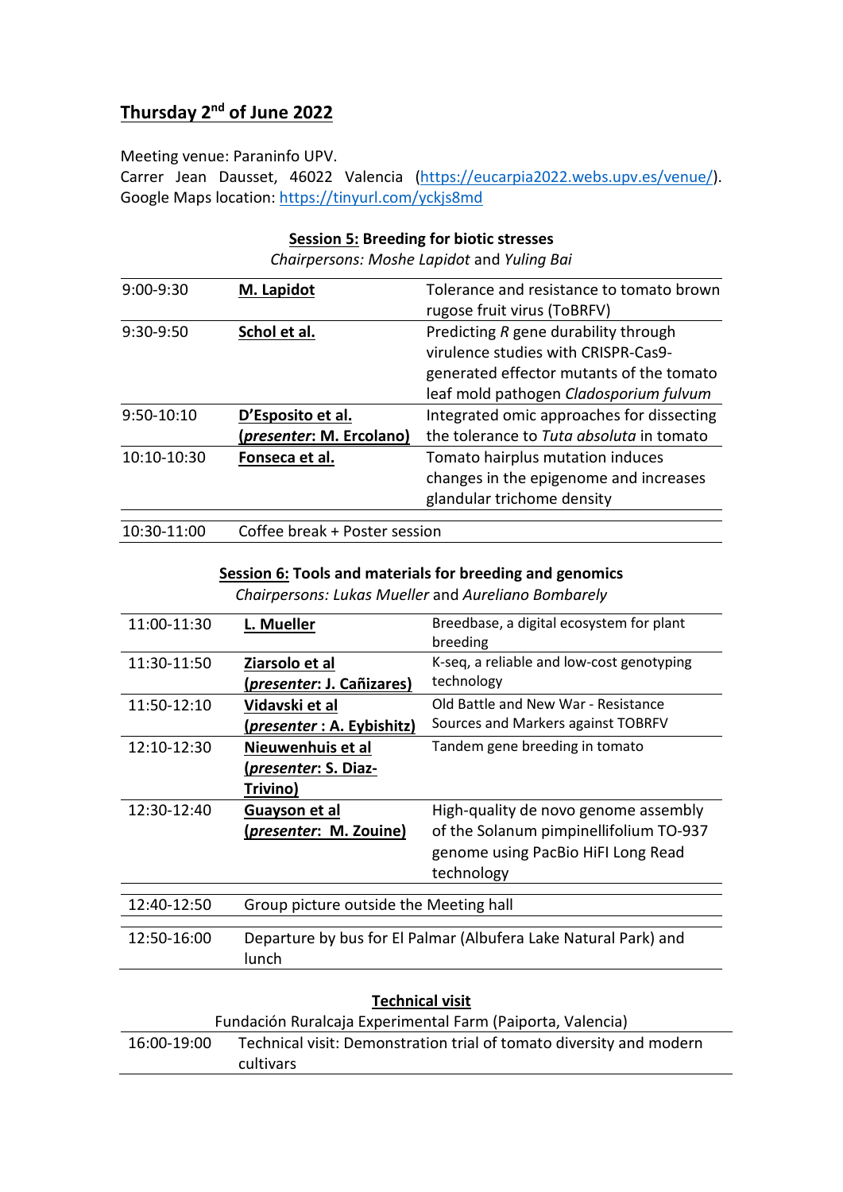# **Thursday 2nd of June 2022**

Meeting venue: Paraninfo UPV.
Carrer Jean Dausset, 46022 Valencia (https://eucarpia2022.webs.upv.es/venue/).
Google Maps location: https://tinyurl.com/yckjs8md

### **Session 5: Breeding for biotic stresses**

*Chairpersons: Moshe Lapidot* and *Yuling Bai*

| | | |
|---|---|---|
| 9:00-9:30 | **M. Lapidot** | Tolerance and resistance to tomato brown rugose fruit virus (ToBRFV) |
| 9:30-9:50 | **Schol et al.** | Predicting *R* gene durability through virulence studies with CRISPR-Cas9-generated effector mutants of the tomato leaf mold pathogen *Cladosporium fulvum* |
| 9:50-10:10 | **D'Esposito et al. (*presenter*: M. Ercolano)** | Integrated omic approaches for dissecting the tolerance to *Tuta absoluta* in tomato |
| 10:10-10:30 | **Fonseca et al.** | Tomato hairplus mutation induces changes in the epigenome and increases glandular trichome density |
| 10:30-11:00 | Coffee break + Poster session | |

### **Session 6: Tools and materials for breeding and genomics**

*Chairpersons: Lukas Mueller* and *Aureliano Bombarely*

| | | |
|---|---|---|
| 11:00-11:30 | **L. Mueller** | Breedbase, a digital ecosystem for plant breeding |
| 11:30-11:50 | **Ziarsolo et al (*presenter*: J. Cañizares)** | K-seq, a reliable and low-cost genotyping technology |
| 11:50-12:10 | **Vidavski et al (*presenter* : A. Eybishitz)** | Old Battle and New War - Resistance Sources and Markers against TOBRFV |
| 12:10-12:30 | **Nieuwenhuis et al (*presenter*: S. Diaz-Trivino)** | Tandem gene breeding in tomato |
| 12:30-12:40 | **Guayson et al (*presenter*: M. Zouine)** | High-quality de novo genome assembly of the Solanum pimpinellifolium TO-937 genome using PacBio HiFI Long Read technology |
| 12:40-12:50 | Group picture outside the Meeting hall | |
| 12:50-16:00 | Departure by bus for El Palmar (Albufera Lake Natural Park) and lunch | |

### **Technical visit**

Fundación Ruralcaja Experimental Farm (Paiporta, Valencia)

| | |
|---|---|
| 16:00-19:00 | Technical visit: Demonstration trial of tomato diversity and modern cultivars |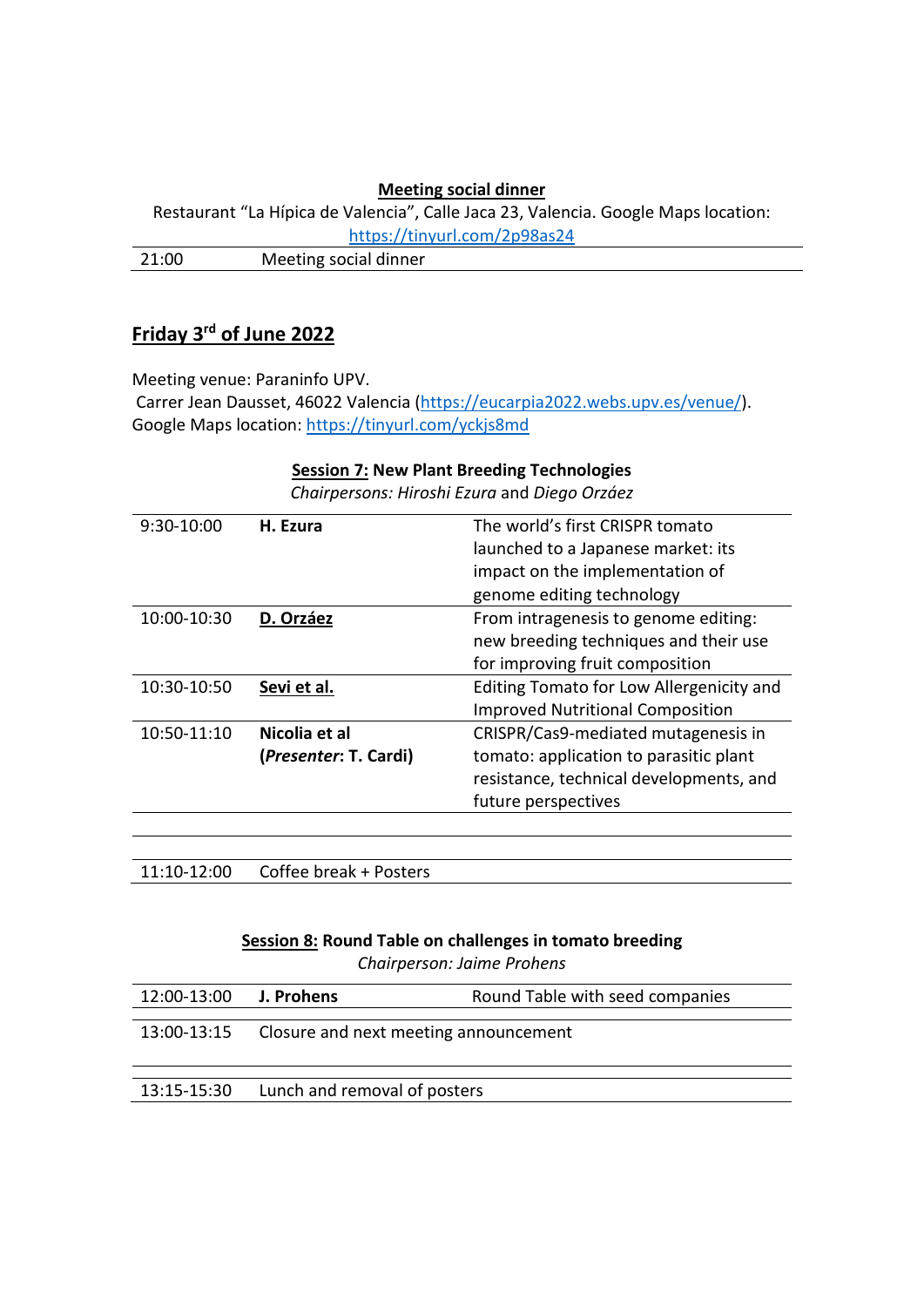**Meeting social dinner**

Restaurant "La Hípica de Valencia", Calle Jaca 23, Valencia. Google Maps location: https://tinyurl.com/2p98as24

| | |
|---|---|
| 21:00 | Meeting social dinner |

## Friday 3rd of June 2022

Meeting venue: Paraninfo UPV.
Carrer Jean Dausset, 46022 Valencia (https://eucarpia2022.webs.upv.es/venue/).
Google Maps location: https://tinyurl.com/yckjs8md

**Session 7: New Plant Breeding Technologies**

*Chairpersons: Hiroshi Ezura* and *Diego Orzáez*

| | | |
|---|---|---|
| 9:30-10:00 | **H. Ezura** | The world's first CRISPR tomato launched to a Japanese market: its impact on the implementation of genome editing technology |
| 10:00-10:30 | **D. Orzáez** | From intragenesis to genome editing: new breeding techniques and their use for improving fruit composition |
| 10:30-10:50 | **Sevi et al.** | Editing Tomato for Low Allergenicity and Improved Nutritional Composition |
| 10:50-11:10 | **Nicolia et al (*Presenter*: T. Cardi)** | CRISPR/Cas9-mediated mutagenesis in tomato: application to parasitic plant resistance, technical developments, and future perspectives |

| | |
|---|---|
| 11:10-12:00 | Coffee break + Posters |

**Session 8: Round Table on challenges in tomato breeding**

*Chairperson: Jaime Prohens*

| | | |
|---|---|---|
| 12:00-13:00 | **J. Prohens** | Round Table with seed companies |
| 13:00-13:15 | Closure and next meeting announcement | |

| | |
|---|---|
| 13:15-15:30 | Lunch and removal of posters |